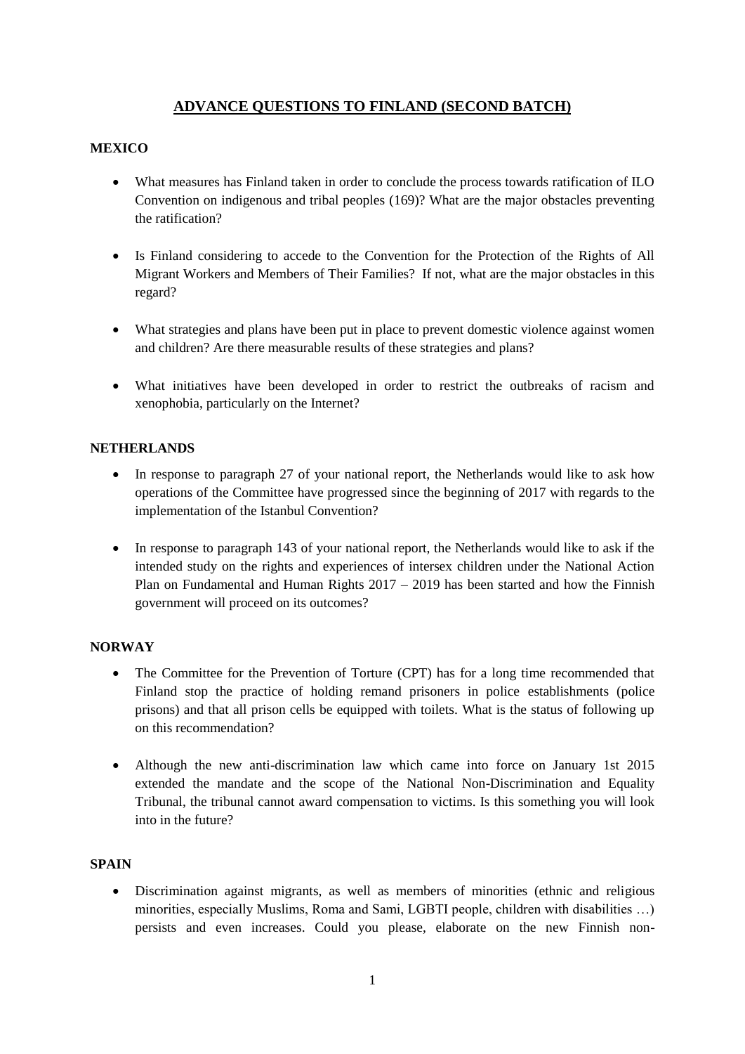# ADVANCE QUESTIONS TO FINLAND (SECOND BATCH)

## MEXICO

- What measures has Finland taken in order to conclude the process towards ratification of ILO Convention on indigenous and tribal peoples (169)? What are the major obstacles preventing the ratification?
- Is Finland considering to accede to the Convention for the Protection of the Rights of All Migrant Workers and Members of Their Families? If not, what are the major obstacles in this regard?
- What strategies and plans have been put in place to prevent domestic violence against women and children? Are there measurable results of these strategies and plans?
- What initiatives have been developed in order to restrict the outbreaks of racism and xenophobia, particularly on the Internet?

## NETHERLANDS

- In response to paragraph 27 of your national report, the Netherlands would like to ask how operations of the Committee have progressed since the beginning of 2017 with regards to the implementation of the Istanbul Convention?
- In response to paragraph 143 of your national report, the Netherlands would like to ask if the intended study on the rights and experiences of intersex children under the National Action Plan on Fundamental and Human Rights 2017 – 2019 has been started and how the Finnish government will proceed on its outcomes?

## NORWAY

- The Committee for the Prevention of Torture (CPT) has for a long time recommended that Finland stop the practice of holding remand prisoners in police establishments (police prisons) and that all prison cells be equipped with toilets. What is the status of following up on this recommendation?
- Although the new anti-discrimination law which came into force on January 1st 2015 extended the mandate and the scope of the National Non-Discrimination and Equality Tribunal, the tribunal cannot award compensation to victims. Is this something you will look into in the future?

## SPAIN

- Discrimination against migrants, as well as members of minorities (ethnic and religious minorities, especially Muslims, Roma and Sami, LGBTI people, children with disabilities …) persists and even increases. Could you please, elaborate on the new Finnish non-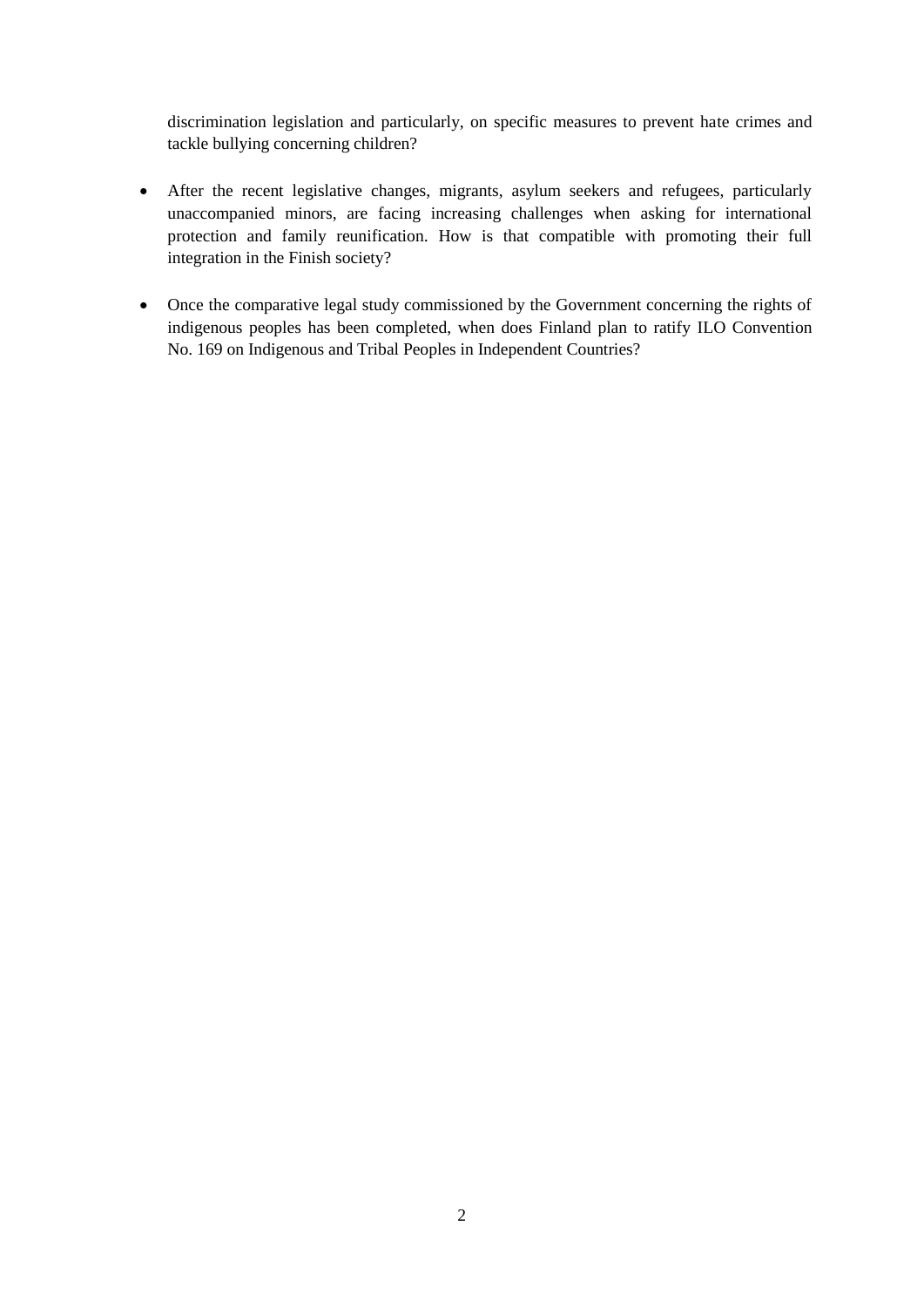discrimination legislation and particularly, on specific measures to prevent hate crimes and tackle bullying concerning children?

- After the recent legislative changes, migrants, asylum seekers and refugees, particularly unaccompanied minors, are facing increasing challenges when asking for international protection and family reunification. How is that compatible with promoting their full integration in the Finish society?

- Once the comparative legal study commissioned by the Government concerning the rights of indigenous peoples has been completed, when does Finland plan to ratify ILO Convention No. 169 on Indigenous and Tribal Peoples in Independent Countries?